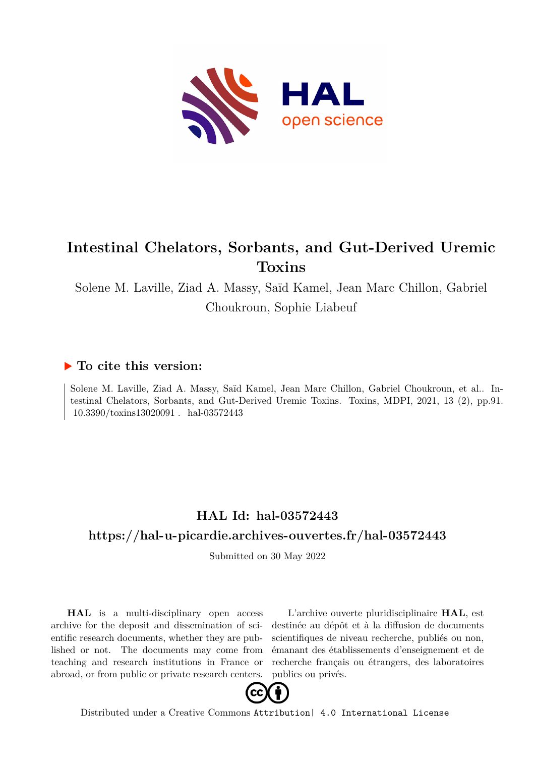# Intestinal Chelators, Sorbants, and Gut-Derived Uremic Toxins

Solene M. Laville, Ziad A. Massy, Saïd Kamel, Jean Marc Chillon, Gabriel Choukroun, Sophie Liabeuf

## ▶ To cite this version:

Solene M. Laville, Ziad A. Massy, Saïd Kamel, Jean Marc Chillon, Gabriel Choukroun, et al.. Intestinal Chelators, Sorbants, and Gut-Derived Uremic Toxins. Toxins, MDPI, 2021, 13 (2), pp.91. 10.3390/toxins13020091 . hal-03572443

## HAL Id: hal-03572443

## https://hal-u-picardie.archives-ouvertes.fr/hal-03572443

Submitted on 30 May 2022

**HAL** is a multi-disciplinary open access archive for the deposit and dissemination of scientific research documents, whether they are published or not. The documents may come from teaching and research institutions in France or abroad, or from public or private research centers.

L'archive ouverte pluridisciplinaire **HAL**, est destinée au dépôt et à la diffusion de documents scientifiques de niveau recherche, publiés ou non, émanant des établissements d'enseignement et de recherche français ou étrangers, des laboratoires publics ou privés.

Distributed under a Creative Commons Attribution| 4.0 International License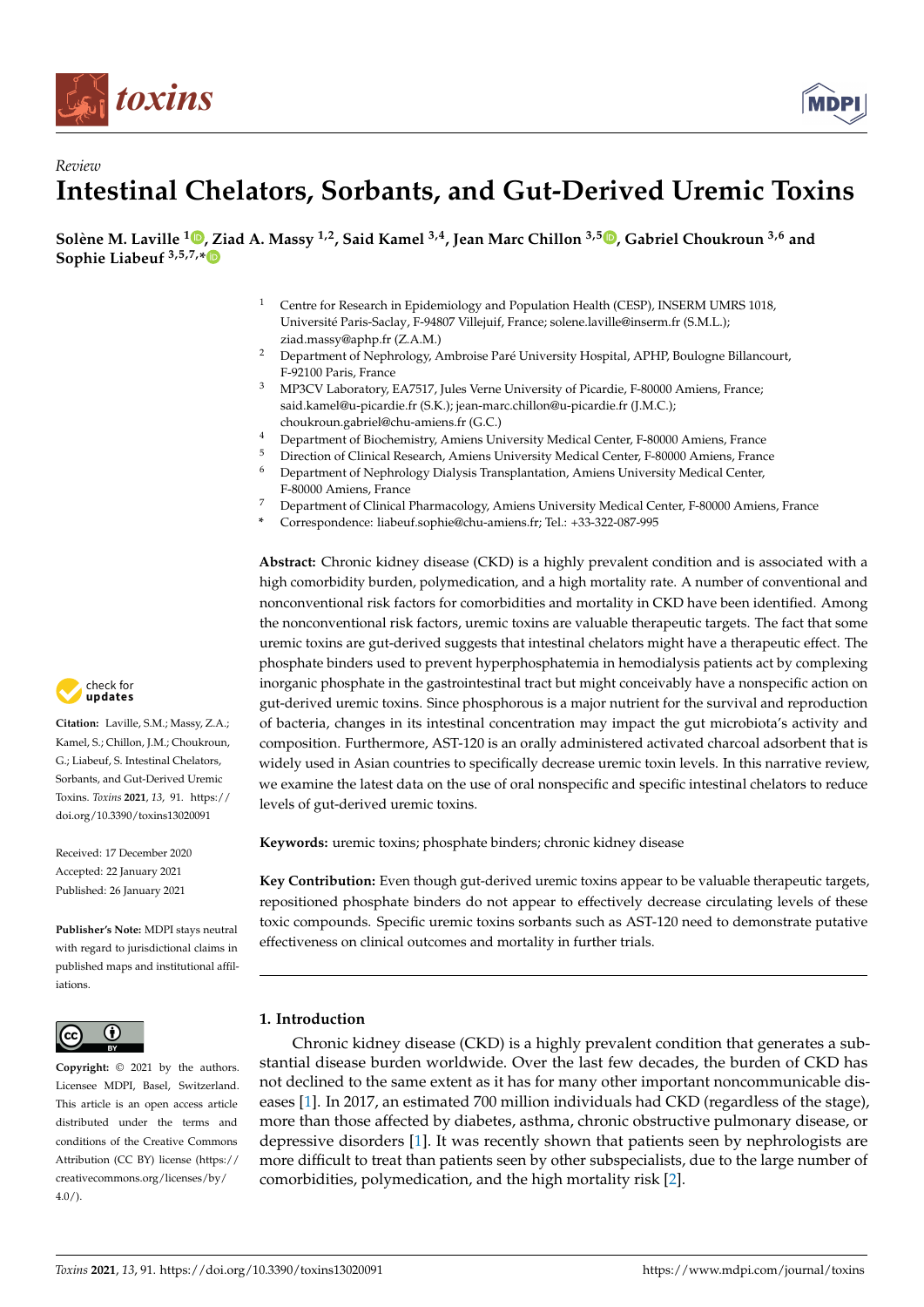# Review

# Intestinal Chelators, Sorbants, and Gut-Derived Uremic Toxins

**Solène M. Laville [1], Ziad A. Massy [1,2], Said Kamel [3,4], Jean Marc Chillon [3,5], Gabriel Choukroun [3,6] and Sophie Liabeuf [3,5,7,*]**

[1] Centre for Research in Epidemiology and Population Health (CESP), INSERM UMRS 1018, Université Paris-Saclay, F-94807 Villejuif, France; solene.laville@inserm.fr (S.M.L.); ziad.massy@aphp.fr (Z.A.M.)

[2] Department of Nephrology, Ambroise Paré University Hospital, APHP, Boulogne Billancourt, F-92100 Paris, France

[3] MP3CV Laboratory, EA7517, Jules Verne University of Picardie, F-80000 Amiens, France; said.kamel@u-picardie.fr (S.K.); jean-marc.chillon@u-picardie.fr (J.M.C.); choukroun.gabriel@chu-amiens.fr (G.C.)

[4] Department of Biochemistry, Amiens University Medical Center, F-80000 Amiens, France

[5] Direction of Clinical Research, Amiens University Medical Center, F-80000 Amiens, France

[6] Department of Nephrology Dialysis Transplantation, Amiens University Medical Center, F-80000 Amiens, France

[7] Department of Clinical Pharmacology, Amiens University Medical Center, F-80000 Amiens, France

[*] Correspondence: liabeuf.sophie@chu-amiens.fr; Tel.: +33-322-087-995

**Citation:** Laville, S.M.; Massy, Z.A.; Kamel, S.; Chillon, J.M.; Choukroun, G.; Liabeuf, S. Intestinal Chelators, Sorbants, and Gut-Derived Uremic Toxins. *Toxins* **2021**, *13*, 91. https://doi.org/10.3390/toxins13020091

Received: 17 December 2020
Accepted: 22 January 2021
Published: 26 January 2021

**Publisher's Note:** MDPI stays neutral with regard to jurisdictional claims in published maps and institutional affiliations.

**Copyright:** © 2021 by the authors. Licensee MDPI, Basel, Switzerland. This article is an open access article distributed under the terms and conditions of the Creative Commons Attribution (CC BY) license (https://creativecommons.org/licenses/by/4.0/).

**Abstract:** Chronic kidney disease (CKD) is a highly prevalent condition and is associated with a high comorbidity burden, polymedication, and a high mortality rate. A number of conventional and nonconventional risk factors for comorbidities and mortality in CKD have been identified. Among the nonconventional risk factors, uremic toxins are valuable therapeutic targets. The fact that some uremic toxins are gut-derived suggests that intestinal chelators might have a therapeutic effect. The phosphate binders used to prevent hyperphosphatemia in hemodialysis patients act by complexing inorganic phosphate in the gastrointestinal tract but might conceivably have a nonspecific action on gut-derived uremic toxins. Since phosphorous is a major nutrient for the survival and reproduction of bacteria, changes in its intestinal concentration may impact the gut microbiota's activity and composition. Furthermore, AST-120 is an orally administered activated charcoal adsorbent that is widely used in Asian countries to specifically decrease uremic toxin levels. In this narrative review, we examine the latest data on the use of oral nonspecific and specific intestinal chelators to reduce levels of gut-derived uremic toxins.

**Keywords:** uremic toxins; phosphate binders; chronic kidney disease

**Key Contribution:** Even though gut-derived uremic toxins appear to be valuable therapeutic targets, repositioned phosphate binders do not appear to effectively decrease circulating levels of these toxic compounds. Specific uremic toxins sorbants such as AST-120 need to demonstrate putative effectiveness on clinical outcomes and mortality in further trials.

## 1. Introduction

Chronic kidney disease (CKD) is a highly prevalent condition that generates a substantial disease burden worldwide. Over the last few decades, the burden of CKD has not declined to the same extent as it has for many other important noncommunicable diseases [1]. In 2017, an estimated 700 million individuals had CKD (regardless of the stage), more than those affected by diabetes, asthma, chronic obstructive pulmonary disease, or depressive disorders [1]. It was recently shown that patients seen by nephrologists are more difficult to treat than patients seen by other subspecialists, due to the large number of comorbidities, polymedication, and the high mortality risk [2].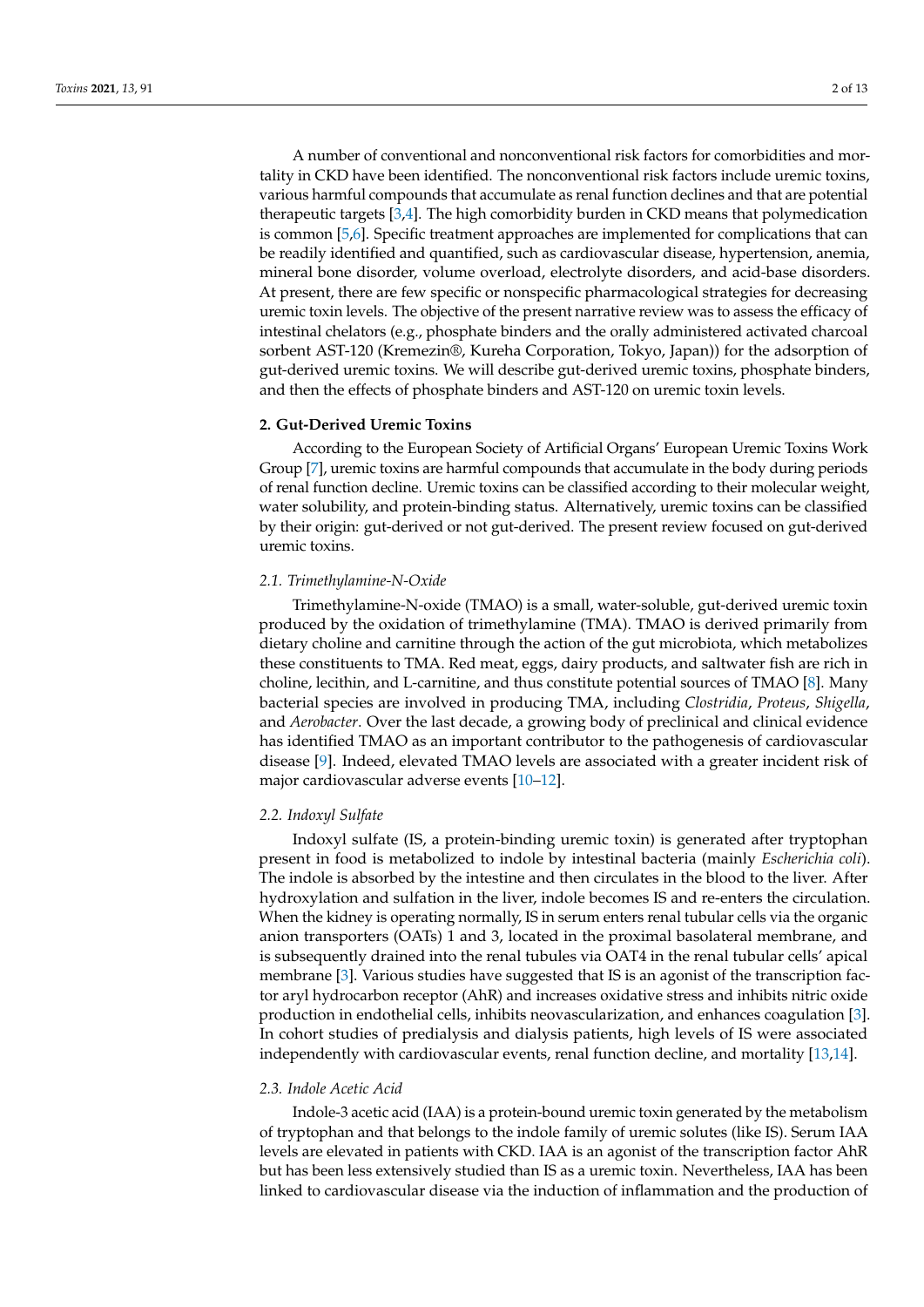A number of conventional and nonconventional risk factors for comorbidities and mortality in CKD have been identified. The nonconventional risk factors include uremic toxins, various harmful compounds that accumulate as renal function declines and that are potential therapeutic targets [3,4]. The high comorbidity burden in CKD means that polymedication is common [5,6]. Specific treatment approaches are implemented for complications that can be readily identified and quantified, such as cardiovascular disease, hypertension, anemia, mineral bone disorder, volume overload, electrolyte disorders, and acid-base disorders. At present, there are few specific or nonspecific pharmacological strategies for decreasing uremic toxin levels. The objective of the present narrative review was to assess the efficacy of intestinal chelators (e.g., phosphate binders and the orally administered activated charcoal sorbent AST-120 (Kremezin®, Kureha Corporation, Tokyo, Japan)) for the adsorption of gut-derived uremic toxins. We will describe gut-derived uremic toxins, phosphate binders, and then the effects of phosphate binders and AST-120 on uremic toxin levels.

## 2. Gut-Derived Uremic Toxins

According to the European Society of Artificial Organs' European Uremic Toxins Work Group [7], uremic toxins are harmful compounds that accumulate in the body during periods of renal function decline. Uremic toxins can be classified according to their molecular weight, water solubility, and protein-binding status. Alternatively, uremic toxins can be classified by their origin: gut-derived or not gut-derived. The present review focused on gut-derived uremic toxins.

### 2.1. Trimethylamine-N-Oxide

Trimethylamine-N-oxide (TMAO) is a small, water-soluble, gut-derived uremic toxin produced by the oxidation of trimethylamine (TMA). TMAO is derived primarily from dietary choline and carnitine through the action of the gut microbiota, which metabolizes these constituents to TMA. Red meat, eggs, dairy products, and saltwater fish are rich in choline, lecithin, and L-carnitine, and thus constitute potential sources of TMAO [8]. Many bacterial species are involved in producing TMA, including *Clostridia*, *Proteus*, *Shigella*, and *Aerobacter*. Over the last decade, a growing body of preclinical and clinical evidence has identified TMAO as an important contributor to the pathogenesis of cardiovascular disease [9]. Indeed, elevated TMAO levels are associated with a greater incident risk of major cardiovascular adverse events [10–12].

### 2.2. Indoxyl Sulfate

Indoxyl sulfate (IS, a protein-binding uremic toxin) is generated after tryptophan present in food is metabolized to indole by intestinal bacteria (mainly *Escherichia coli*). The indole is absorbed by the intestine and then circulates in the blood to the liver. After hydroxylation and sulfation in the liver, indole becomes IS and re-enters the circulation. When the kidney is operating normally, IS in serum enters renal tubular cells via the organic anion transporters (OATs) 1 and 3, located in the proximal basolateral membrane, and is subsequently drained into the renal tubules via OAT4 in the renal tubular cells' apical membrane [3]. Various studies have suggested that IS is an agonist of the transcription factor aryl hydrocarbon receptor (AhR) and increases oxidative stress and inhibits nitric oxide production in endothelial cells, inhibits neovascularization, and enhances coagulation [3]. In cohort studies of predialysis and dialysis patients, high levels of IS were associated independently with cardiovascular events, renal function decline, and mortality [13,14].

### 2.3. Indole Acetic Acid

Indole-3 acetic acid (IAA) is a protein-bound uremic toxin generated by the metabolism of tryptophan and that belongs to the indole family of uremic solutes (like IS). Serum IAA levels are elevated in patients with CKD. IAA is an agonist of the transcription factor AhR but has been less extensively studied than IS as a uremic toxin. Nevertheless, IAA has been linked to cardiovascular disease via the induction of inflammation and the production of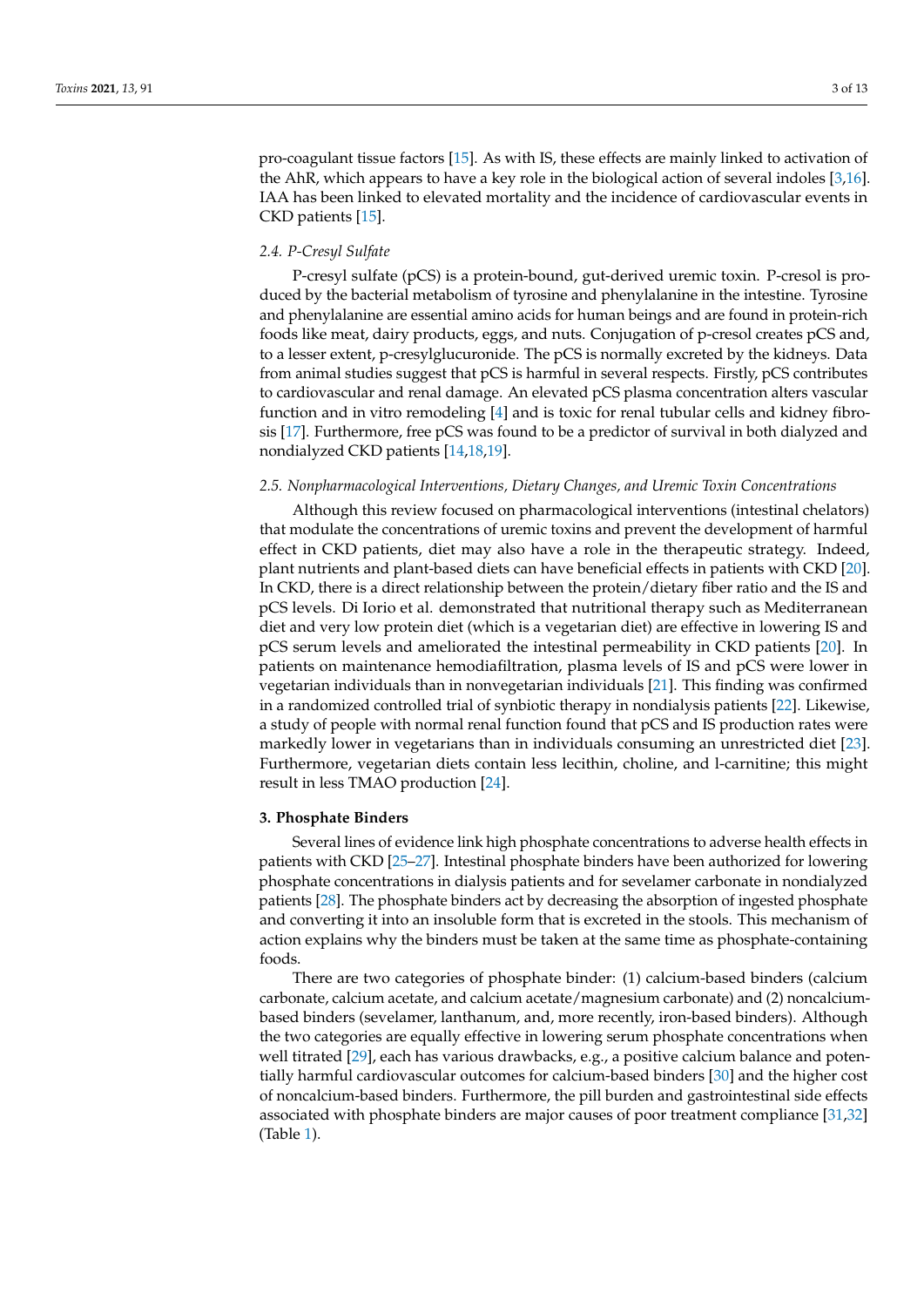pro-coagulant tissue factors [15]. As with IS, these effects are mainly linked to activation of the AhR, which appears to have a key role in the biological action of several indoles [3,16]. IAA has been linked to elevated mortality and the incidence of cardiovascular events in CKD patients [15].

### 2.4. P-Cresyl Sulfate

P-cresyl sulfate (pCS) is a protein-bound, gut-derived uremic toxin. P-cresol is produced by the bacterial metabolism of tyrosine and phenylalanine in the intestine. Tyrosine and phenylalanine are essential amino acids for human beings and are found in protein-rich foods like meat, dairy products, eggs, and nuts. Conjugation of p-cresol creates pCS and, to a lesser extent, p-cresylglucuronide. The pCS is normally excreted by the kidneys. Data from animal studies suggest that pCS is harmful in several respects. Firstly, pCS contributes to cardiovascular and renal damage. An elevated pCS plasma concentration alters vascular function and in vitro remodeling [4] and is toxic for renal tubular cells and kidney fibrosis [17]. Furthermore, free pCS was found to be a predictor of survival in both dialyzed and nondialyzed CKD patients [14,18,19].

### 2.5. Nonpharmacological Interventions, Dietary Changes, and Uremic Toxin Concentrations

Although this review focused on pharmacological interventions (intestinal chelators) that modulate the concentrations of uremic toxins and prevent the development of harmful effect in CKD patients, diet may also have a role in the therapeutic strategy. Indeed, plant nutrients and plant-based diets can have beneficial effects in patients with CKD [20]. In CKD, there is a direct relationship between the protein/dietary fiber ratio and the IS and pCS levels. Di Iorio et al. demonstrated that nutritional therapy such as Mediterranean diet and very low protein diet (which is a vegetarian diet) are effective in lowering IS and pCS serum levels and ameliorated the intestinal permeability in CKD patients [20]. In patients on maintenance hemodiafiltration, plasma levels of IS and pCS were lower in vegetarian individuals than in nonvegetarian individuals [21]. This finding was confirmed in a randomized controlled trial of synbiotic therapy in nondialysis patients [22]. Likewise, a study of people with normal renal function found that pCS and IS production rates were markedly lower in vegetarians than in individuals consuming an unrestricted diet [23]. Furthermore, vegetarian diets contain less lecithin, choline, and l-carnitine; this might result in less TMAO production [24].

## 3. Phosphate Binders

Several lines of evidence link high phosphate concentrations to adverse health effects in patients with CKD [25–27]. Intestinal phosphate binders have been authorized for lowering phosphate concentrations in dialysis patients and for sevelamer carbonate in nondialyzed patients [28]. The phosphate binders act by decreasing the absorption of ingested phosphate and converting it into an insoluble form that is excreted in the stools. This mechanism of action explains why the binders must be taken at the same time as phosphate-containing foods.

There are two categories of phosphate binder: (1) calcium-based binders (calcium carbonate, calcium acetate, and calcium acetate/magnesium carbonate) and (2) noncalcium-based binders (sevelamer, lanthanum, and, more recently, iron-based binders). Although the two categories are equally effective in lowering serum phosphate concentrations when well titrated [29], each has various drawbacks, e.g., a positive calcium balance and potentially harmful cardiovascular outcomes for calcium-based binders [30] and the higher cost of noncalcium-based binders. Furthermore, the pill burden and gastrointestinal side effects associated with phosphate binders are major causes of poor treatment compliance [31,32] (Table 1).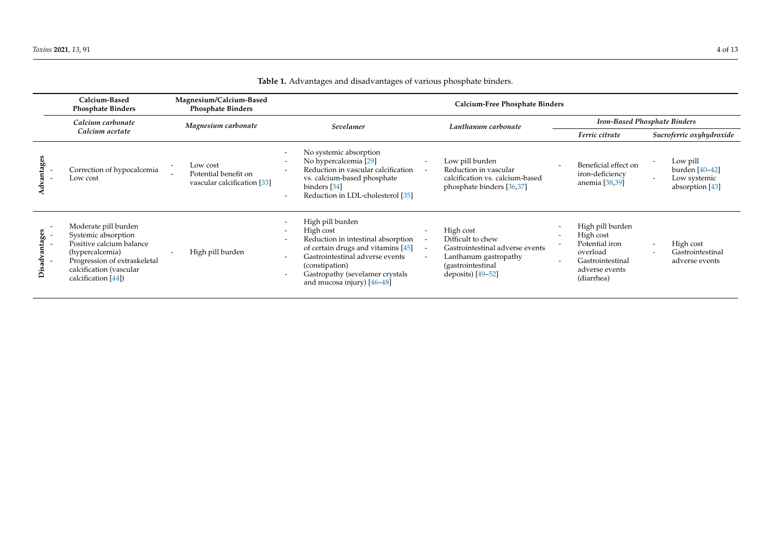**Table 1.** Advantages and disadvantages of various phosphate binders.

| | Calcium-Based Phosphate Binders | Magnesium/Calcium-Based Phosphate Binders | Calcium-Free Phosphate Binders | | | |
|---|---|---|---|---|---|---|
| | | | | | Iron-Based Phosphate Binders | |
| | *Calcium carbonate* *Calcium acetate* | *Magnesium carbonate* | *Sevelamer* | *Lanthanum carbonate* | *Ferric citrate* | *Sucroferric oxyhydroxide* |
| **Advantages** | - Correction of hypocalcemia<br>- Low cost | - Low cost<br>- Potential benefit on vascular calcification [33] | - No systemic absorption<br>- No hypercalcemia [29]<br>- Reduction in vascular calcification vs. calcium-based phosphate binders [34]<br>- Reduction in LDL-cholesterol [35] | - Low pill burden<br>- Reduction in vascular calcification vs. calcium-based phosphate binders [36,37] | - Beneficial effect on iron-deficiency anemia [38,39] | - Low pill burden [40–42]<br>- Low systemic absorption [43] |
| **Disadvantages** | - Moderate pill burden<br>- Systemic absorption<br>- Positive calcium balance (hypercalcemia)<br>- Progression of extraskeletal calcification (vascular calcification [44]) | - High pill burden | - High pill burden<br>- High cost<br>- Reduction in intestinal absorption of certain drugs and vitamins [45]<br>- Gastrointestinal adverse events (constipation)<br>- Gastropathy (sevelamer crystals and mucosa injury) [46–48] | - High cost<br>- Difficult to chew<br>- Gastrointestinal adverse events<br>- Lanthanum gastropathy (gastrointestinal deposits) [49–52] | - High pill burden<br>- High cost<br>- Potential iron overload<br>- Gastrointestinal adverse events (diarrhea) | - High cost<br>- Gastrointestinal adverse events |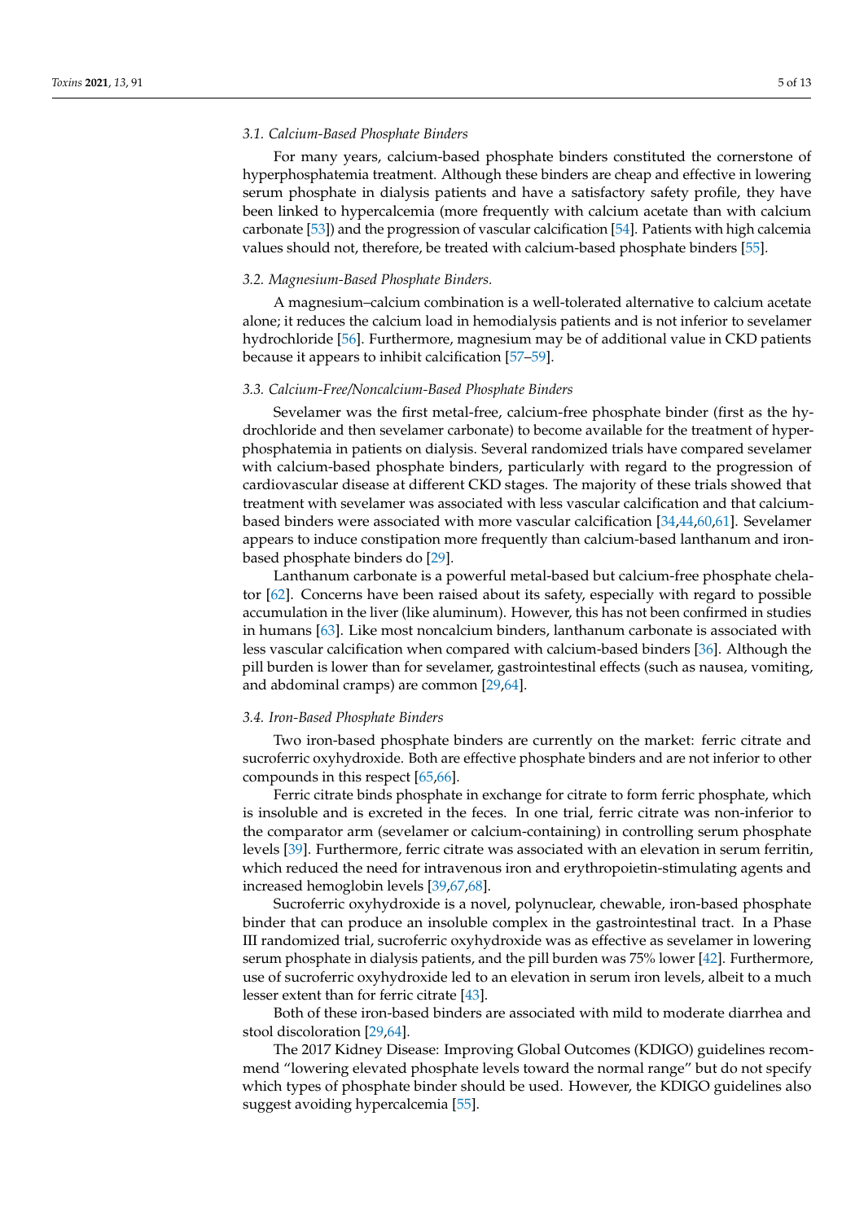### *3.1. Calcium-Based Phosphate Binders*

For many years, calcium-based phosphate binders constituted the cornerstone of hyperphosphatemia treatment. Although these binders are cheap and effective in lowering serum phosphate in dialysis patients and have a satisfactory safety profile, they have been linked to hypercalcemia (more frequently with calcium acetate than with calcium carbonate [53]) and the progression of vascular calcification [54]. Patients with high calcemia values should not, therefore, be treated with calcium-based phosphate binders [55].

### *3.2. Magnesium-Based Phosphate Binders.*

A magnesium–calcium combination is a well-tolerated alternative to calcium acetate alone; it reduces the calcium load in hemodialysis patients and is not inferior to sevelamer hydrochloride [56]. Furthermore, magnesium may be of additional value in CKD patients because it appears to inhibit calcification [57–59].

### *3.3. Calcium-Free/Noncalcium-Based Phosphate Binders*

Sevelamer was the first metal-free, calcium-free phosphate binder (first as the hydrochloride and then sevelamer carbonate) to become available for the treatment of hyperphosphatemia in patients on dialysis. Several randomized trials have compared sevelamer with calcium-based phosphate binders, particularly with regard to the progression of cardiovascular disease at different CKD stages. The majority of these trials showed that treatment with sevelamer was associated with less vascular calcification and that calcium-based binders were associated with more vascular calcification [34,44,60,61]. Sevelamer appears to induce constipation more frequently than calcium-based lanthanum and iron-based phosphate binders do [29].

Lanthanum carbonate is a powerful metal-based but calcium-free phosphate chelator [62]. Concerns have been raised about its safety, especially with regard to possible accumulation in the liver (like aluminum). However, this has not been confirmed in studies in humans [63]. Like most noncalcium binders, lanthanum carbonate is associated with less vascular calcification when compared with calcium-based binders [36]. Although the pill burden is lower than for sevelamer, gastrointestinal effects (such as nausea, vomiting, and abdominal cramps) are common [29,64].

### *3.4. Iron-Based Phosphate Binders*

Two iron-based phosphate binders are currently on the market: ferric citrate and sucroferric oxyhydroxide. Both are effective phosphate binders and are not inferior to other compounds in this respect [65,66].

Ferric citrate binds phosphate in exchange for citrate to form ferric phosphate, which is insoluble and is excreted in the feces. In one trial, ferric citrate was non-inferior to the comparator arm (sevelamer or calcium-containing) in controlling serum phosphate levels [39]. Furthermore, ferric citrate was associated with an elevation in serum ferritin, which reduced the need for intravenous iron and erythropoietin-stimulating agents and increased hemoglobin levels [39,67,68].

Sucroferric oxyhydroxide is a novel, polynuclear, chewable, iron-based phosphate binder that can produce an insoluble complex in the gastrointestinal tract. In a Phase III randomized trial, sucroferric oxyhydroxide was as effective as sevelamer in lowering serum phosphate in dialysis patients, and the pill burden was 75% lower [42]. Furthermore, use of sucroferric oxyhydroxide led to an elevation in serum iron levels, albeit to a much lesser extent than for ferric citrate [43].

Both of these iron-based binders are associated with mild to moderate diarrhea and stool discoloration [29,64].

The 2017 Kidney Disease: Improving Global Outcomes (KDIGO) guidelines recommend "lowering elevated phosphate levels toward the normal range" but do not specify which types of phosphate binder should be used. However, the KDIGO guidelines also suggest avoiding hypercalcemia [55].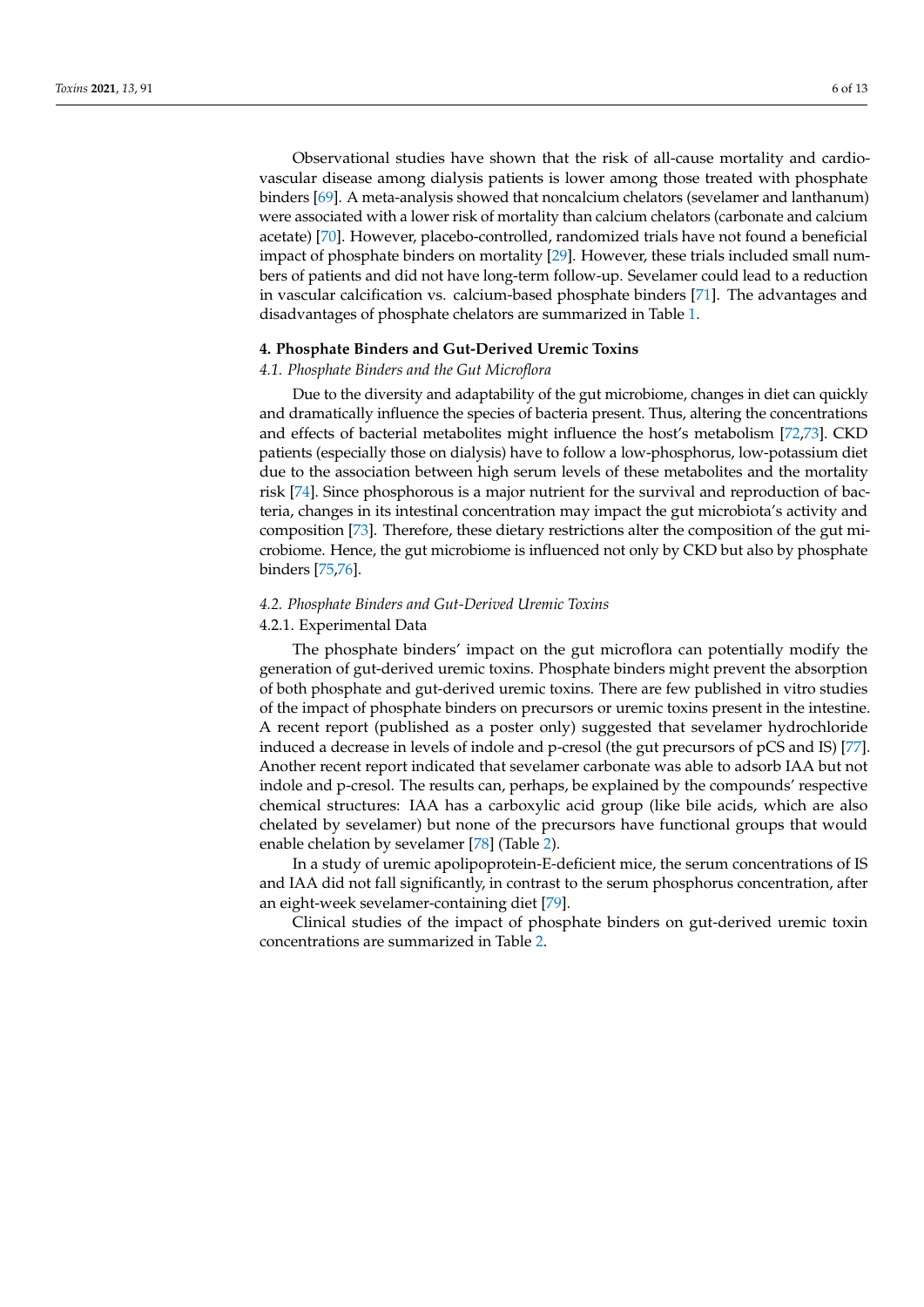Observational studies have shown that the risk of all-cause mortality and cardiovascular disease among dialysis patients is lower among those treated with phosphate binders [69]. A meta-analysis showed that noncalcium chelators (sevelamer and lanthanum) were associated with a lower risk of mortality than calcium chelators (carbonate and calcium acetate) [70]. However, placebo-controlled, randomized trials have not found a beneficial impact of phosphate binders on mortality [29]. However, these trials included small numbers of patients and did not have long-term follow-up. Sevelamer could lead to a reduction in vascular calcification vs. calcium-based phosphate binders [71]. The advantages and disadvantages of phosphate chelators are summarized in Table 1.

## 4. Phosphate Binders and Gut-Derived Uremic Toxins

### *4.1. Phosphate Binders and the Gut Microflora*

Due to the diversity and adaptability of the gut microbiome, changes in diet can quickly and dramatically influence the species of bacteria present. Thus, altering the concentrations and effects of bacterial metabolites might influence the host's metabolism [72,73]. CKD patients (especially those on dialysis) have to follow a low-phosphorus, low-potassium diet due to the association between high serum levels of these metabolites and the mortality risk [74]. Since phosphorous is a major nutrient for the survival and reproduction of bacteria, changes in its intestinal concentration may impact the gut microbiota's activity and composition [73]. Therefore, these dietary restrictions alter the composition of the gut microbiome. Hence, the gut microbiome is influenced not only by CKD but also by phosphate binders [75,76].

### *4.2. Phosphate Binders and Gut-Derived Uremic Toxins*

#### 4.2.1. Experimental Data

The phosphate binders' impact on the gut microflora can potentially modify the generation of gut-derived uremic toxins. Phosphate binders might prevent the absorption of both phosphate and gut-derived uremic toxins. There are few published in vitro studies of the impact of phosphate binders on precursors or uremic toxins present in the intestine. A recent report (published as a poster only) suggested that sevelamer hydrochloride induced a decrease in levels of indole and p-cresol (the gut precursors of pCS and IS) [77]. Another recent report indicated that sevelamer carbonate was able to adsorb IAA but not indole and p-cresol. The results can, perhaps, be explained by the compounds' respective chemical structures: IAA has a carboxylic acid group (like bile acids, which are also chelated by sevelamer) but none of the precursors have functional groups that would enable chelation by sevelamer [78] (Table 2).

In a study of uremic apolipoprotein-E-deficient mice, the serum concentrations of IS and IAA did not fall significantly, in contrast to the serum phosphorus concentration, after an eight-week sevelamer-containing diet [79].

Clinical studies of the impact of phosphate binders on gut-derived uremic toxin concentrations are summarized in Table 2.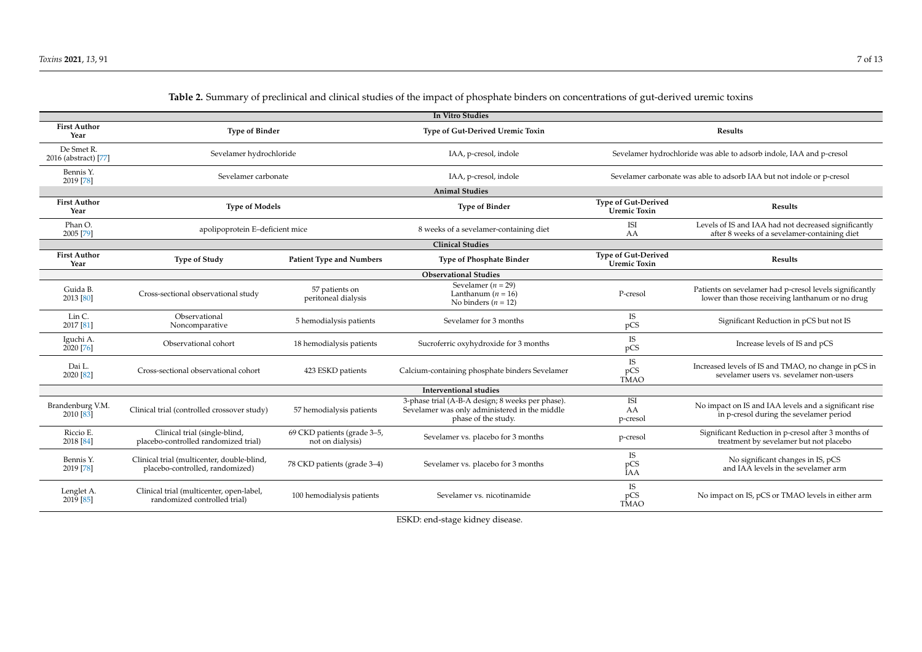**Table 2.** Summary of preclinical and clinical studies of the impact of phosphate binders on concentrations of gut-derived uremic toxins

| **In Vitro Studies** | | | | | |
|---|---|---|---|---|---|
| **First Author Year** | **Type of Binder** | | **Type of Gut-Derived Uremic Toxin** | **Results** | |
| De Smet R. 2016 (abstract) [77] | Sevelamer hydrochloride | | IAA, p-cresol, indole | Sevelamer hydrochloride was able to adsorb indole, IAA and p-cresol | |
| Bennis Y. 2019 [78] | Sevelamer carbonate | | IAA, p-cresol, indole | Sevelamer carbonate was able to adsorb IAA but not indole or p-cresol | |
| **Animal Studies** | | | | | |
| **First Author Year** | **Type of Models** | | **Type of Binder** | **Type of Gut-Derived Uremic Toxin** | **Results** |
| Phan O. 2005 [79] | apolipoprotein E–deficient mice | | 8 weeks of a sevelamer-containing diet | ISI AA | Levels of IS and IAA had not decreased significantly after 8 weeks of a sevelamer-containing diet |
| **Clinical Studies** | | | | | |
| **First Author Year** | **Type of Study** | **Patient Type and Numbers** | **Type of Phosphate Binder** | **Type of Gut-Derived Uremic Toxin** | **Results** |
| **Observational Studies** | | | | | |
| Guida B. 2013 [80] | Cross-sectional observational study | 57 patients on peritoneal dialysis | Sevelamer ($n$ = 29) Lanthanum ($n$ = 16) No binders ($n$ = 12) | P-cresol | Patients on sevelamer had p-cresol levels significantly lower than those receiving lanthanum or no drug |
| Lin C. 2017 [81] | Observational Noncomparative | 5 hemodialysis patients | Sevelamer for 3 months | IS pCS | Significant Reduction in pCS but not IS |
| Iguchi A. 2020 [76] | Observational cohort | 18 hemodialysis patients | Sucroferric oxyhydroxide for 3 months | IS pCS | Increase levels of IS and pCS |
| Dai L. 2020 [82] | Cross-sectional observational cohort | 423 ESKD patients | Calcium-containing phosphate binders Sevelamer | IS pCS TMAO | Increased levels of IS and TMAO, no change in pCS in sevelamer users vs. sevelamer non-users |
| **Interventional studies** | | | | | |
| Brandenburg V.M. 2010 [83] | Clinical trial (controlled crossover study) | 57 hemodialysis patients | 3-phase trial (A-B-A design; 8 weeks per phase). Sevelamer was only administered in the middle phase of the study. | ISI AA p-cresol | No impact on IS and IAA levels and a significant rise in p-cresol during the sevelamer period |
| Riccio E. 2018 [84] | Clinical trial (single-blind, placebo-controlled randomized trial) | 69 CKD patients (grade 3–5, not on dialysis) | Sevelamer vs. placebo for 3 months | p-cresol | Significant Reduction in p-cresol after 3 months of treatment by sevelamer but not placebo |
| Bennis Y. 2019 [78] | Clinical trial (multicenter, double-blind, placebo-controlled, randomized) | 78 CKD patients (grade 3–4) | Sevelamer vs. placebo for 3 months | IS pCS IAA | No significant changes in IS, pCS and IAA levels in the sevelamer arm |
| Lenglet A. 2019 [85] | Clinical trial (multicenter, open-label, randomized controlled trial) | 100 hemodialysis patients | Sevelamer vs. nicotinamide | IS pCS TMAO | No impact on IS, pCS or TMAO levels in either arm |

ESKD: end-stage kidney disease.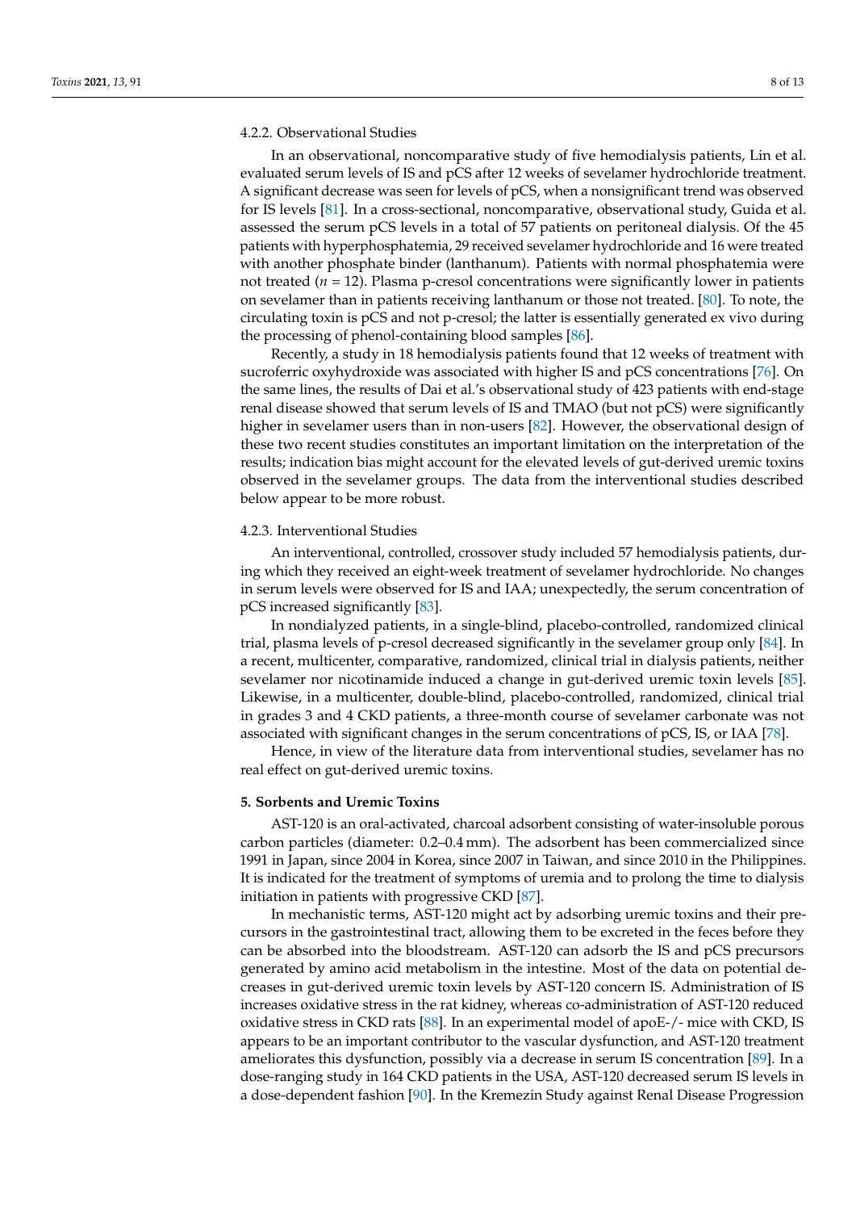#### 4.2.2. Observational Studies

In an observational, noncomparative study of five hemodialysis patients, Lin et al. evaluated serum levels of IS and pCS after 12 weeks of sevelamer hydrochloride treatment. A significant decrease was seen for levels of pCS, when a nonsignificant trend was observed for IS levels [81]. In a cross-sectional, noncomparative, observational study, Guida et al. assessed the serum pCS levels in a total of 57 patients on peritoneal dialysis. Of the 45 patients with hyperphosphatemia, 29 received sevelamer hydrochloride and 16 were treated with another phosphate binder (lanthanum). Patients with normal phosphatemia were not treated ($n = 12$). Plasma p-cresol concentrations were significantly lower in patients on sevelamer than in patients receiving lanthanum or those not treated. [80]. To note, the circulating toxin is pCS and not p-cresol; the latter is essentially generated ex vivo during the processing of phenol-containing blood samples [86].

Recently, a study in 18 hemodialysis patients found that 12 weeks of treatment with sucroferric oxyhydroxide was associated with higher IS and pCS concentrations [76]. On the same lines, the results of Dai et al.'s observational study of 423 patients with end-stage renal disease showed that serum levels of IS and TMAO (but not pCS) were significantly higher in sevelamer users than in non-users [82]. However, the observational design of these two recent studies constitutes an important limitation on the interpretation of the results; indication bias might account for the elevated levels of gut-derived uremic toxins observed in the sevelamer groups. The data from the interventional studies described below appear to be more robust.

#### 4.2.3. Interventional Studies

An interventional, controlled, crossover study included 57 hemodialysis patients, during which they received an eight-week treatment of sevelamer hydrochloride. No changes in serum levels were observed for IS and IAA; unexpectedly, the serum concentration of pCS increased significantly [83].

In nondialyzed patients, in a single-blind, placebo-controlled, randomized clinical trial, plasma levels of p-cresol decreased significantly in the sevelamer group only [84]. In a recent, multicenter, comparative, randomized, clinical trial in dialysis patients, neither sevelamer nor nicotinamide induced a change in gut-derived uremic toxin levels [85]. Likewise, in a multicenter, double-blind, placebo-controlled, randomized, clinical trial in grades 3 and 4 CKD patients, a three-month course of sevelamer carbonate was not associated with significant changes in the serum concentrations of pCS, IS, or IAA [78].

Hence, in view of the literature data from interventional studies, sevelamer has no real effect on gut-derived uremic toxins.

## 5. Sorbents and Uremic Toxins

AST-120 is an oral-activated, charcoal adsorbent consisting of water-insoluble porous carbon particles (diameter: 0.2–0.4 mm). The adsorbent has been commercialized since 1991 in Japan, since 2004 in Korea, since 2007 in Taiwan, and since 2010 in the Philippines. It is indicated for the treatment of symptoms of uremia and to prolong the time to dialysis initiation in patients with progressive CKD [87].

In mechanistic terms, AST-120 might act by adsorbing uremic toxins and their precursors in the gastrointestinal tract, allowing them to be excreted in the feces before they can be absorbed into the bloodstream. AST-120 can adsorb the IS and pCS precursors generated by amino acid metabolism in the intestine. Most of the data on potential decreases in gut-derived uremic toxin levels by AST-120 concern IS. Administration of IS increases oxidative stress in the rat kidney, whereas co-administration of AST-120 reduced oxidative stress in CKD rats [88]. In an experimental model of apoE-/- mice with CKD, IS appears to be an important contributor to the vascular dysfunction, and AST-120 treatment ameliorates this dysfunction, possibly via a decrease in serum IS concentration [89]. In a dose-ranging study in 164 CKD patients in the USA, AST-120 decreased serum IS levels in a dose-dependent fashion [90]. In the Kremezin Study against Renal Disease Progression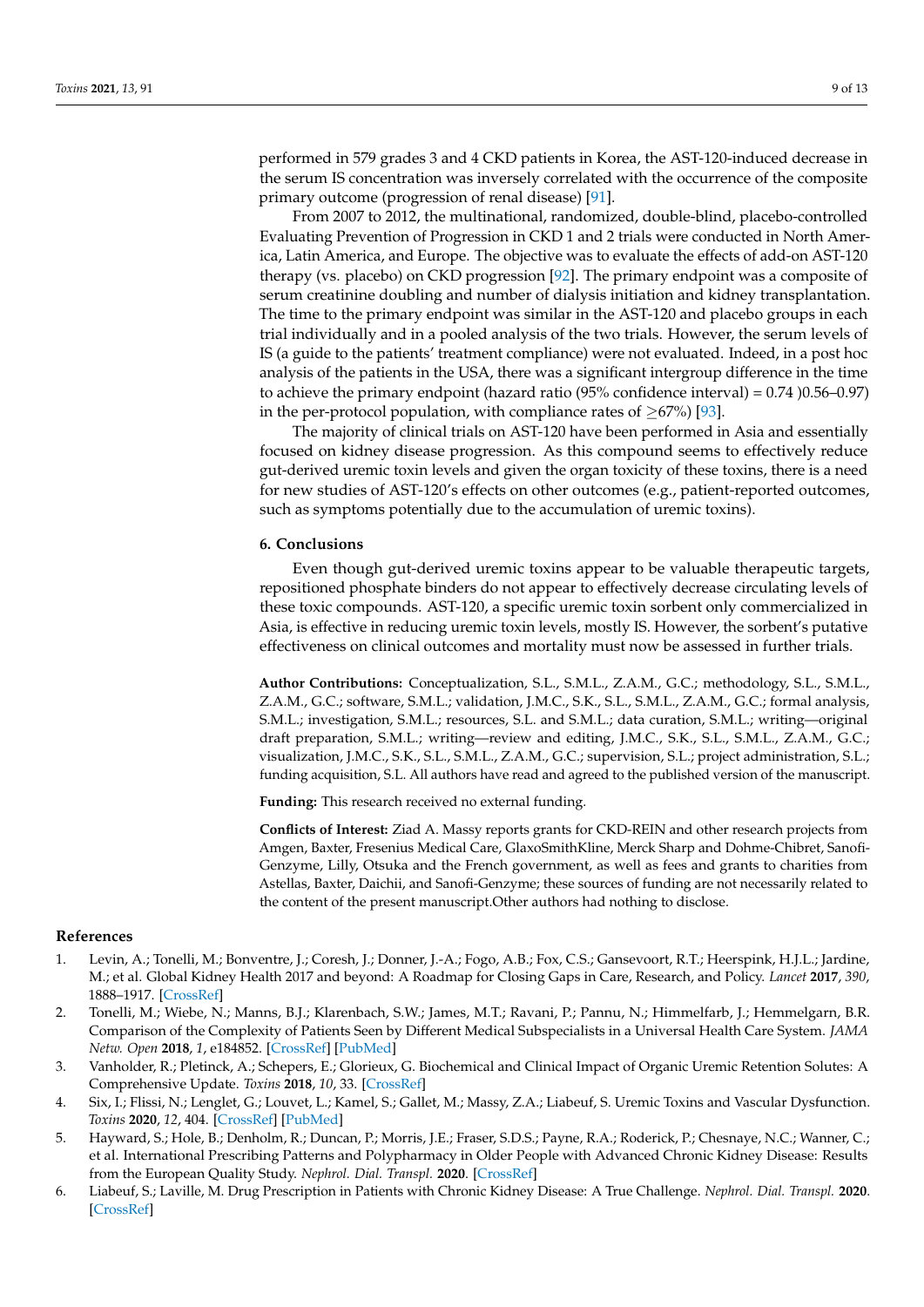performed in 579 grades 3 and 4 CKD patients in Korea, the AST-120-induced decrease in the serum IS concentration was inversely correlated with the occurrence of the composite primary outcome (progression of renal disease) [91].

From 2007 to 2012, the multinational, randomized, double-blind, placebo-controlled Evaluating Prevention of Progression in CKD 1 and 2 trials were conducted in North America, Latin America, and Europe. The objective was to evaluate the effects of add-on AST-120 therapy (vs. placebo) on CKD progression [92]. The primary endpoint was a composite of serum creatinine doubling and number of dialysis initiation and kidney transplantation. The time to the primary endpoint was similar in the AST-120 and placebo groups in each trial individually and in a pooled analysis of the two trials. However, the serum levels of IS (a guide to the patients' treatment compliance) were not evaluated. Indeed, in a post hoc analysis of the patients in the USA, there was a significant intergroup difference in the time to achieve the primary endpoint (hazard ratio (95% confidence interval) = 0.74 )0.56–0.97) in the per-protocol population, with compliance rates of $\geq$67%) [93].

The majority of clinical trials on AST-120 have been performed in Asia and essentially focused on kidney disease progression. As this compound seems to effectively reduce gut-derived uremic toxin levels and given the organ toxicity of these toxins, there is a need for new studies of AST-120's effects on other outcomes (e.g., patient-reported outcomes, such as symptoms potentially due to the accumulation of uremic toxins).

## 6. Conclusions

Even though gut-derived uremic toxins appear to be valuable therapeutic targets, repositioned phosphate binders do not appear to effectively decrease circulating levels of these toxic compounds. AST-120, a specific uremic toxin sorbent only commercialized in Asia, is effective in reducing uremic toxin levels, mostly IS. However, the sorbent's putative effectiveness on clinical outcomes and mortality must now be assessed in further trials.

**Author Contributions:** Conceptualization, S.L., S.M.L., Z.A.M., G.C.; methodology, S.L., S.M.L., Z.A.M., G.C.; software, S.M.L.; validation, J.M.C., S.K., S.L., S.M.L., Z.A.M., G.C.; formal analysis, S.M.L.; investigation, S.M.L.; resources, S.L. and S.M.L.; data curation, S.M.L.; writing—original draft preparation, S.M.L.; writing—review and editing, J.M.C., S.K., S.L., S.M.L., Z.A.M., G.C.; visualization, J.M.C., S.K., S.L., S.M.L., Z.A.M., G.C.; supervision, S.L.; project administration, S.L.; funding acquisition, S.L. All authors have read and agreed to the published version of the manuscript.

**Funding:** This research received no external funding.

**Conflicts of Interest:** Ziad A. Massy reports grants for CKD-REIN and other research projects from Amgen, Baxter, Fresenius Medical Care, GlaxoSmithKline, Merck Sharp and Dohme-Chibret, Sanofi-Genzyme, Lilly, Otsuka and the French government, as well as fees and grants to charities from Astellas, Baxter, Daichii, and Sanofi-Genzyme; these sources of funding are not necessarily related to the content of the present manuscript.Other authors had nothing to disclose.

## References

1. Levin, A.; Tonelli, M.; Bonventre, J.; Coresh, J.; Donner, J.-A.; Fogo, A.B.; Fox, C.S.; Gansevoort, R.T.; Heerspink, H.J.L.; Jardine, M.; et al. Global Kidney Health 2017 and beyond: A Roadmap for Closing Gaps in Care, Research, and Policy. *Lancet* **2017**, *390*, 1888–1917. [CrossRef]
2. Tonelli, M.; Wiebe, N.; Manns, B.J.; Klarenbach, S.W.; James, M.T.; Ravani, P.; Pannu, N.; Himmelfarb, J.; Hemmelgarn, B.R. Comparison of the Complexity of Patients Seen by Different Medical Subspecialists in a Universal Health Care System. *JAMA Netw. Open* **2018**, *1*, e184852. [CrossRef] [PubMed]
3. Vanholder, R.; Pletinck, A.; Schepers, E.; Glorieux, G. Biochemical and Clinical Impact of Organic Uremic Retention Solutes: A Comprehensive Update. *Toxins* **2018**, *10*, 33. [CrossRef]
4. Six, I.; Flissi, N.; Lenglet, G.; Louvet, L.; Kamel, S.; Gallet, M.; Massy, Z.A.; Liabeuf, S. Uremic Toxins and Vascular Dysfunction. *Toxins* **2020**, *12*, 404. [CrossRef] [PubMed]
5. Hayward, S.; Hole, B.; Denholm, R.; Duncan, P.; Morris, J.E.; Fraser, S.D.S.; Payne, R.A.; Roderick, P.; Chesnaye, N.C.; Wanner, C.; et al. International Prescribing Patterns and Polypharmacy in Older People with Advanced Chronic Kidney Disease: Results from the European Quality Study. *Nephrol. Dial. Transpl.* **2020**. [CrossRef]
6. Liabeuf, S.; Laville, M. Drug Prescription in Patients with Chronic Kidney Disease: A True Challenge. *Nephrol. Dial. Transpl.* **2020**. [CrossRef]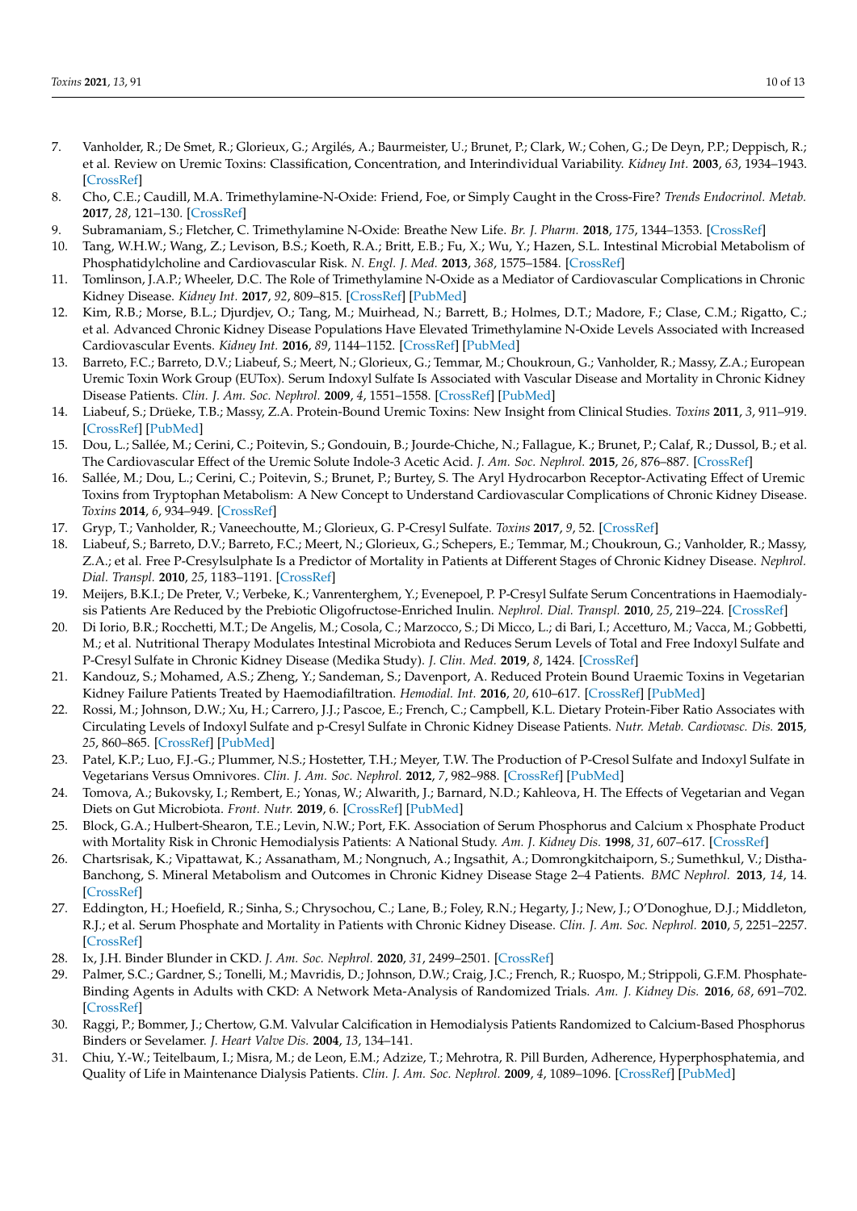7. Vanholder, R.; De Smet, R.; Glorieux, G.; Argilés, A.; Baurmeister, U.; Brunet, P.; Clark, W.; Cohen, G.; De Deyn, P.P.; Deppisch, R.; et al. Review on Uremic Toxins: Classification, Concentration, and Interindividual Variability. *Kidney Int.* **2003**, *63*, 1934–1943. [CrossRef]
8. Cho, C.E.; Caudill, M.A. Trimethylamine-N-Oxide: Friend, Foe, or Simply Caught in the Cross-Fire? *Trends Endocrinol. Metab.* **2017**, *28*, 121–130. [CrossRef]
9. Subramaniam, S.; Fletcher, C. Trimethylamine N-Oxide: Breathe New Life. *Br. J. Pharm.* **2018**, *175*, 1344–1353. [CrossRef]
10. Tang, W.H.W.; Wang, Z.; Levison, B.S.; Koeth, R.A.; Britt, E.B.; Fu, X.; Wu, Y.; Hazen, S.L. Intestinal Microbial Metabolism of Phosphatidylcholine and Cardiovascular Risk. *N. Engl. J. Med.* **2013**, *368*, 1575–1584. [CrossRef]
11. Tomlinson, J.A.P.; Wheeler, D.C. The Role of Trimethylamine N-Oxide as a Mediator of Cardiovascular Complications in Chronic Kidney Disease. *Kidney Int.* **2017**, *92*, 809–815. [CrossRef] [PubMed]
12. Kim, R.B.; Morse, B.L.; Djurdjev, O.; Tang, M.; Muirhead, N.; Barrett, B.; Holmes, D.T.; Madore, F.; Clase, C.M.; Rigatto, C.; et al. Advanced Chronic Kidney Disease Populations Have Elevated Trimethylamine N-Oxide Levels Associated with Increased Cardiovascular Events. *Kidney Int.* **2016**, *89*, 1144–1152. [CrossRef] [PubMed]
13. Barreto, F.C.; Barreto, D.V.; Liabeuf, S.; Meert, N.; Glorieux, G.; Temmar, M.; Choukroun, G.; Vanholder, R.; Massy, Z.A.; European Uremic Toxin Work Group (EUTox). Serum Indoxyl Sulfate Is Associated with Vascular Disease and Mortality in Chronic Kidney Disease Patients. *Clin. J. Am. Soc. Nephrol.* **2009**, *4*, 1551–1558. [CrossRef] [PubMed]
14. Liabeuf, S.; Drüeke, T.B.; Massy, Z.A. Protein-Bound Uremic Toxins: New Insight from Clinical Studies. *Toxins* **2011**, *3*, 911–919. [CrossRef] [PubMed]
15. Dou, L.; Sallée, M.; Cerini, C.; Poitevin, S.; Gondouin, B.; Jourde-Chiche, N.; Fallague, K.; Brunet, P.; Calaf, R.; Dussol, B.; et al. The Cardiovascular Effect of the Uremic Solute Indole-3 Acetic Acid. *J. Am. Soc. Nephrol.* **2015**, *26*, 876–887. [CrossRef]
16. Sallée, M.; Dou, L.; Cerini, C.; Poitevin, S.; Brunet, P.; Burtey, S. The Aryl Hydrocarbon Receptor-Activating Effect of Uremic Toxins from Tryptophan Metabolism: A New Concept to Understand Cardiovascular Complications of Chronic Kidney Disease. *Toxins* **2014**, *6*, 934–949. [CrossRef]
17. Gryp, T.; Vanholder, R.; Vaneechoutte, M.; Glorieux, G. P-Cresyl Sulfate. *Toxins* **2017**, *9*, 52. [CrossRef]
18. Liabeuf, S.; Barreto, D.V.; Barreto, F.C.; Meert, N.; Glorieux, G.; Schepers, E.; Temmar, M.; Choukroun, G.; Vanholder, R.; Massy, Z.A.; et al. Free P-Cresylsulphate Is a Predictor of Mortality in Patients at Different Stages of Chronic Kidney Disease. *Nephrol. Dial. Transpl.* **2010**, *25*, 1183–1191. [CrossRef]
19. Meijers, B.K.I.; De Preter, V.; Verbeke, K.; Vanrenterghem, Y.; Evenepoel, P. P-Cresyl Sulfate Serum Concentrations in Haemodialysis Patients Are Reduced by the Prebiotic Oligofructose-Enriched Inulin. *Nephrol. Dial. Transpl.* **2010**, *25*, 219–224. [CrossRef]
20. Di Iorio, B.R.; Rocchetti, M.T.; De Angelis, M.; Cosola, C.; Marzocco, S.; Di Micco, L.; di Bari, I.; Accetturo, M.; Vacca, M.; Gobbetti, M.; et al. Nutritional Therapy Modulates Intestinal Microbiota and Reduces Serum Levels of Total and Free Indoxyl Sulfate and P-Cresyl Sulfate in Chronic Kidney Disease (Medika Study). *J. Clin. Med.* **2019**, *8*, 1424. [CrossRef]
21. Kandouz, S.; Mohamed, A.S.; Zheng, Y.; Sandeman, S.; Davenport, A. Reduced Protein Bound Uraemic Toxins in Vegetarian Kidney Failure Patients Treated by Haemodiafiltration. *Hemodial. Int.* **2016**, *20*, 610–617. [CrossRef] [PubMed]
22. Rossi, M.; Johnson, D.W.; Xu, H.; Carrero, J.J.; Pascoe, E.; French, C.; Campbell, K.L. Dietary Protein-Fiber Ratio Associates with Circulating Levels of Indoxyl Sulfate and p-Cresyl Sulfate in Chronic Kidney Disease Patients. *Nutr. Metab. Cardiovasc. Dis.* **2015**, *25*, 860–865. [CrossRef] [PubMed]
23. Patel, K.P.; Luo, F.J.-G.; Plummer, N.S.; Hostetter, T.H.; Meyer, T.W. The Production of P-Cresol Sulfate and Indoxyl Sulfate in Vegetarians Versus Omnivores. *Clin. J. Am. Soc. Nephrol.* **2012**, *7*, 982–988. [CrossRef] [PubMed]
24. Tomova, A.; Bukovsky, I.; Rembert, E.; Yonas, W.; Alwarith, J.; Barnard, N.D.; Kahleova, H. The Effects of Vegetarian and Vegan Diets on Gut Microbiota. *Front. Nutr.* **2019**, 6. [CrossRef] [PubMed]
25. Block, G.A.; Hulbert-Shearon, T.E.; Levin, N.W.; Port, F.K. Association of Serum Phosphorus and Calcium x Phosphate Product with Mortality Risk in Chronic Hemodialysis Patients: A National Study. *Am. J. Kidney Dis.* **1998**, *31*, 607–617. [CrossRef]
26. Chartsrisak, K.; Vipattawat, K.; Assanatham, M.; Nongnuch, A.; Ingsathit, A.; Domrongkitchaiporn, S.; Sumethkul, V.; Distha-Banchong, S. Mineral Metabolism and Outcomes in Chronic Kidney Disease Stage 2–4 Patients. *BMC Nephrol.* **2013**, *14*, 14. [CrossRef]
27. Eddington, H.; Hoefield, R.; Sinha, S.; Chrysochou, C.; Lane, B.; Foley, R.N.; Hegarty, J.; New, J.; O'Donoghue, D.J.; Middleton, R.J.; et al. Serum Phosphate and Mortality in Patients with Chronic Kidney Disease. *Clin. J. Am. Soc. Nephrol.* **2010**, *5*, 2251–2257. [CrossRef]
28. Ix, J.H. Binder Blunder in CKD. *J. Am. Soc. Nephrol.* **2020**, *31*, 2499–2501. [CrossRef]
29. Palmer, S.C.; Gardner, S.; Tonelli, M.; Mavridis, D.; Johnson, D.W.; Craig, J.C.; French, R.; Ruospo, M.; Strippoli, G.F.M. Phosphate-Binding Agents in Adults with CKD: A Network Meta-Analysis of Randomized Trials. *Am. J. Kidney Dis.* **2016**, *68*, 691–702. [CrossRef]
30. Raggi, P.; Bommer, J.; Chertow, G.M. Valvular Calcification in Hemodialysis Patients Randomized to Calcium-Based Phosphorus Binders or Sevelamer. *J. Heart Valve Dis.* **2004**, *13*, 134–141.
31. Chiu, Y.-W.; Teitelbaum, I.; Misra, M.; de Leon, E.M.; Adzize, T.; Mehrotra, R. Pill Burden, Adherence, Hyperphosphatemia, and Quality of Life in Maintenance Dialysis Patients. *Clin. J. Am. Soc. Nephrol.* **2009**, *4*, 1089–1096. [CrossRef] [PubMed]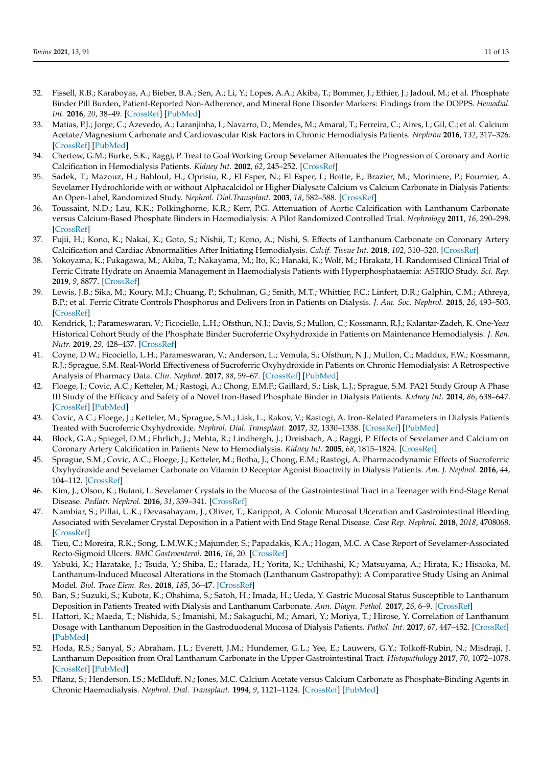32. Fissell, R.B.; Karaboyas, A.; Bieber, B.A.; Sen, A.; Li, Y.; Lopes, A.A.; Akiba, T.; Bommer, J.; Ethier, J.; Jadoul, M.; et al. Phosphate Binder Pill Burden, Patient-Reported Non-Adherence, and Mineral Bone Disorder Markers: Findings from the DOPPS. *Hemodial. Int.* **2016**, *20*, 38–49. [CrossRef] [PubMed]
33. Matias, P.J.; Jorge, C.; Azevedo, A.; Laranjinha, I.; Navarro, D.; Mendes, M.; Amaral, T.; Ferreira, C.; Aires, I.; Gil, C.; et al. Calcium Acetate/Magnesium Carbonate and Cardiovascular Risk Factors in Chronic Hemodialysis Patients. *Nephron* **2016**, *132*, 317–326. [CrossRef] [PubMed]
34. Chertow, G.M.; Burke, S.K.; Raggi, P. Treat to Goal Working Group Sevelamer Attenuates the Progression of Coronary and Aortic Calcification in Hemodialysis Patients. *Kidney Int.* **2002**, *62*, 245–252. [CrossRef]
35. Sadek, T.; Mazouz, H.; Bahloul, H.; Oprisiu, R.; El Esper, N.; El Esper, I.; Boitte, F.; Brazier, M.; Moriniere, P.; Fournier, A. Sevelamer Hydrochloride with or without Alphacalcidol or Higher Dialysate Calcium vs Calcium Carbonate in Dialysis Patients: An Open-Label, Randomized Study. *Nephrol. Dial.Transplant.* **2003**, *18*, 582–588. [CrossRef]
36. Toussaint, N.D.; Lau, K.K.; Polkinghorne, K.R.; Kerr, P.G. Attenuation of Aortic Calcification with Lanthanum Carbonate versus Calcium-Based Phosphate Binders in Haemodialysis: A Pilot Randomized Controlled Trial. *Nephrology* **2011**, *16*, 290–298. [CrossRef]
37. Fujii, H.; Kono, K.; Nakai, K.; Goto, S.; Nishii, T.; Kono, A.; Nishi, S. Effects of Lanthanum Carbonate on Coronary Artery Calcification and Cardiac Abnormalities After Initiating Hemodialysis. *Calcif. Tissue Int.* **2018**, *102*, 310–320. [CrossRef]
38. Yokoyama, K.; Fukagawa, M.; Akiba, T.; Nakayama, M.; Ito, K.; Hanaki, K.; Wolf, M.; Hirakata, H. Randomised Clinical Trial of Ferric Citrate Hydrate on Anaemia Management in Haemodialysis Patients with Hyperphosphataemia: ASTRIO Study. *Sci. Rep.* **2019**, *9*, 8877. [CrossRef]
39. Lewis, J.B.; Sika, M.; Koury, M.J.; Chuang, P.; Schulman, G.; Smith, M.T.; Whittier, F.C.; Linfert, D.R.; Galphin, C.M.; Athreya, B.P.; et al. Ferric Citrate Controls Phosphorus and Delivers Iron in Patients on Dialysis. *J. Am. Soc. Nephrol.* **2015**, *26*, 493–503. [CrossRef]
40. Kendrick, J.; Parameswaran, V.; Ficociello, L.H.; Ofsthun, N.J.; Davis, S.; Mullon, C.; Kossmann, R.J.; Kalantar-Zadeh, K. One-Year Historical Cohort Study of the Phosphate Binder Sucroferric Oxyhydroxide in Patients on Maintenance Hemodialysis. *J. Ren. Nutr.* **2019**, *29*, 428–437. [CrossRef]
41. Coyne, D.W.; Ficociello, L.H.; Parameswaran, V.; Anderson, L.; Vemula, S.; Ofsthun, N.J.; Mullon, C.; Maddux, F.W.; Kossmann, R.J.; Sprague, S.M. Real-World Effectiveness of Sucroferric Oxyhydroxide in Patients on Chronic Hemodialysis: A Retrospective Analysis of Pharmacy Data. *Clin. Nephrol.* **2017**, *88*, 59–67. [CrossRef] [PubMed]
42. Floege, J.; Covic, A.C.; Ketteler, M.; Rastogi, A.; Chong, E.M.F.; Gaillard, S.; Lisk, L.J.; Sprague, S.M. PA21 Study Group A Phase III Study of the Efficacy and Safety of a Novel Iron-Based Phosphate Binder in Dialysis Patients. *Kidney Int.* **2014**, *86*, 638–647. [CrossRef] [PubMed]
43. Covic, A.C.; Floege, J.; Ketteler, M.; Sprague, S.M.; Lisk, L.; Rakov, V.; Rastogi, A. Iron-Related Parameters in Dialysis Patients Treated with Sucroferric Oxyhydroxide. *Nephrol. Dial. Transplant.* **2017**, *32*, 1330–1338. [CrossRef] [PubMed]
44. Block, G.A.; Spiegel, D.M.; Ehrlich, J.; Mehta, R.; Lindbergh, J.; Dreisbach, A.; Raggi, P. Effects of Sevelamer and Calcium on Coronary Artery Calcification in Patients New to Hemodialysis. *Kidney Int.* **2005**, *68*, 1815–1824. [CrossRef]
45. Sprague, S.M.; Covic, A.C.; Floege, J.; Ketteler, M.; Botha, J.; Chong, E.M.; Rastogi, A. Pharmacodynamic Effects of Sucroferric Oxyhydroxide and Sevelamer Carbonate on Vitamin D Receptor Agonist Bioactivity in Dialysis Patients. *Am. J. Nephrol.* **2016**, *44*, 104–112. [CrossRef]
46. Kim, J.; Olson, K.; Butani, L. Sevelamer Crystals in the Mucosa of the Gastrointestinal Tract in a Teenager with End-Stage Renal Disease. *Pediatr. Nephrol.* **2016**, *31*, 339–341. [CrossRef]
47. Nambiar, S.; Pillai, U.K.; Devasahayam, J.; Oliver, T.; Karippot, A. Colonic Mucosal Ulceration and Gastrointestinal Bleeding Associated with Sevelamer Crystal Deposition in a Patient with End Stage Renal Disease. *Case Rep. Nephrol.* **2018**, *2018*, 4708068. [CrossRef]
48. Tieu, C.; Moreira, R.K.; Song, L.M.W.K.; Majumder, S.; Papadakis, K.A.; Hogan, M.C. A Case Report of Sevelamer-Associated Recto-Sigmoid Ulcers. *BMC Gastroenterol.* **2016**, *16*, 20. [CrossRef]
49. Yabuki, K.; Haratake, J.; Tsuda, Y.; Shiba, E.; Harada, H.; Yorita, K.; Uchihashi, K.; Matsuyama, A.; Hirata, K.; Hisaoka, M. Lanthanum-Induced Mucosal Alterations in the Stomach (Lanthanum Gastropathy): A Comparative Study Using an Animal Model. *Biol. Trace Elem. Res.* **2018**, *185*, 36–47. [CrossRef]
50. Ban, S.; Suzuki, S.; Kubota, K.; Ohshima, S.; Satoh, H.; Imada, H.; Ueda, Y. Gastric Mucosal Status Susceptible to Lanthanum Deposition in Patients Treated with Dialysis and Lanthanum Carbonate. *Ann. Diagn. Pathol.* **2017**, *26*, 6–9. [CrossRef]
51. Hattori, K.; Maeda, T.; Nishida, S.; Imanishi, M.; Sakaguchi, M.; Amari, Y.; Moriya, T.; Hirose, Y. Correlation of Lanthanum Dosage with Lanthanum Deposition in the Gastroduodenal Mucosa of Dialysis Patients. *Pathol. Int.* **2017**, *67*, 447–452. [CrossRef] [PubMed]
52. Hoda, R.S.; Sanyal, S.; Abraham, J.L.; Everett, J.M.; Hundemer, G.L.; Yee, E.; Lauwers, G.Y.; Tolkoff-Rubin, N.; Misdraji, J. Lanthanum Deposition from Oral Lanthanum Carbonate in the Upper Gastrointestinal Tract. *Histopathology* **2017**, *70*, 1072–1078. [CrossRef] [PubMed]
53. Pflanz, S.; Henderson, I.S.; McElduff, N.; Jones, M.C. Calcium Acetate versus Calcium Carbonate as Phosphate-Binding Agents in Chronic Haemodialysis. *Nephrol. Dial. Transplant.* **1994**, *9*, 1121–1124. [CrossRef] [PubMed]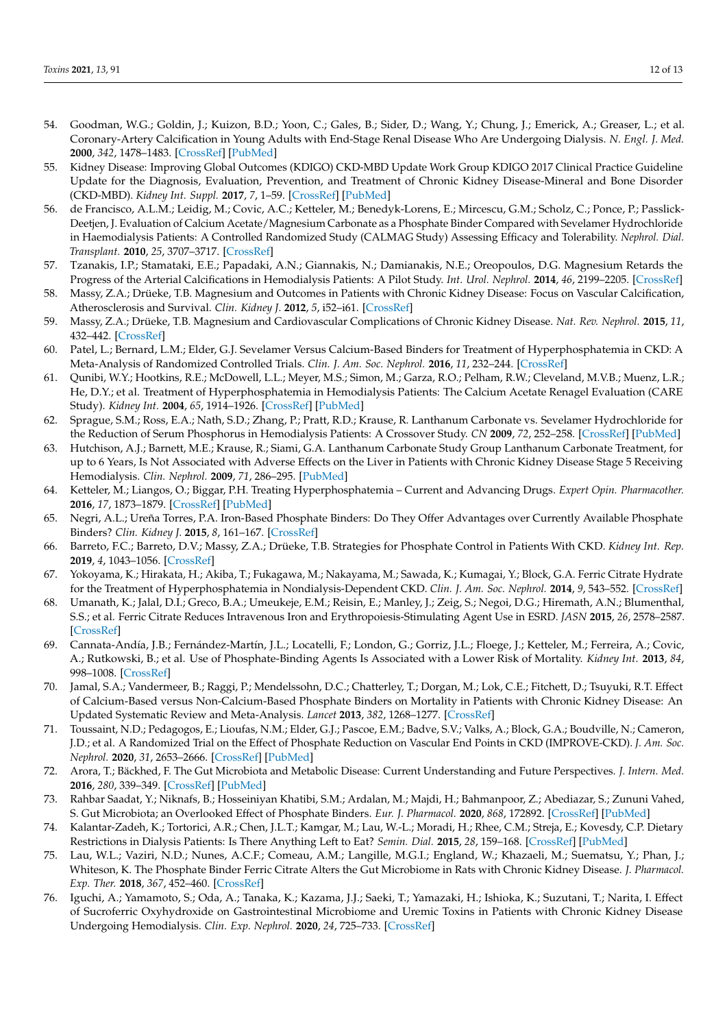54. Goodman, W.G.; Goldin, J.; Kuizon, B.D.; Yoon, C.; Gales, B.; Sider, D.; Wang, Y.; Chung, J.; Emerick, A.; Greaser, L.; et al. Coronary-Artery Calcification in Young Adults with End-Stage Renal Disease Who Are Undergoing Dialysis. *N. Engl. J. Med.* **2000**, *342*, 1478–1483. [CrossRef] [PubMed]
55. Kidney Disease: Improving Global Outcomes (KDIGO) CKD-MBD Update Work Group KDIGO 2017 Clinical Practice Guideline Update for the Diagnosis, Evaluation, Prevention, and Treatment of Chronic Kidney Disease-Mineral and Bone Disorder (CKD-MBD). *Kidney Int. Suppl.* **2017**, *7*, 1–59. [CrossRef] [PubMed]
56. de Francisco, A.L.M.; Leidig, M.; Covic, A.C.; Ketteler, M.; Benedyk-Lorens, E.; Mircescu, G.M.; Scholz, C.; Ponce, P.; Passlick-Deetjen, J. Evaluation of Calcium Acetate/Magnesium Carbonate as a Phosphate Binder Compared with Sevelamer Hydrochloride in Haemodialysis Patients: A Controlled Randomized Study (CALMAG Study) Assessing Efficacy and Tolerability. *Nephrol. Dial. Transplant.* **2010**, *25*, 3707–3717. [CrossRef]
57. Tzanakis, I.P.; Stamataki, E.E.; Papadaki, A.N.; Giannakis, N.; Damianakis, N.E.; Oreopoulos, D.G. Magnesium Retards the Progress of the Arterial Calcifications in Hemodialysis Patients: A Pilot Study. *Int. Urol. Nephrol.* **2014**, *46*, 2199–2205. [CrossRef]
58. Massy, Z.A.; Drüeke, T.B. Magnesium and Outcomes in Patients with Chronic Kidney Disease: Focus on Vascular Calcification, Atherosclerosis and Survival. *Clin. Kidney J.* **2012**, *5*, i52–i61. [CrossRef]
59. Massy, Z.A.; Drüeke, T.B. Magnesium and Cardiovascular Complications of Chronic Kidney Disease. *Nat. Rev. Nephrol.* **2015**, *11*, 432–442. [CrossRef]
60. Patel, L.; Bernard, L.M.; Elder, G.J. Sevelamer Versus Calcium-Based Binders for Treatment of Hyperphosphatemia in CKD: A Meta-Analysis of Randomized Controlled Trials. *Clin. J. Am. Soc. Nephrol.* **2016**, *11*, 232–244. [CrossRef]
61. Qunibi, W.Y.; Hootkins, R.E.; McDowell, L.L.; Meyer, M.S.; Simon, M.; Garza, R.O.; Pelham, R.W.; Cleveland, M.V.B.; Muenz, L.R.; He, D.Y.; et al. Treatment of Hyperphosphatemia in Hemodialysis Patients: The Calcium Acetate Renagel Evaluation (CARE Study). *Kidney Int.* **2004**, *65*, 1914–1926. [CrossRef] [PubMed]
62. Sprague, S.M.; Ross, E.A.; Nath, S.D.; Zhang, P.; Pratt, R.D.; Krause, R. Lanthanum Carbonate vs. Sevelamer Hydrochloride for the Reduction of Serum Phosphorus in Hemodialysis Patients: A Crossover Study. *CN* **2009**, *72*, 252–258. [CrossRef] [PubMed]
63. Hutchison, A.J.; Barnett, M.E.; Krause, R.; Siami, G.A. Lanthanum Carbonate Study Group Lanthanum Carbonate Treatment, for up to 6 Years, Is Not Associated with Adverse Effects on the Liver in Patients with Chronic Kidney Disease Stage 5 Receiving Hemodialysis. *Clin. Nephrol.* **2009**, *71*, 286–295. [PubMed]
64. Ketteler, M.; Liangos, O.; Biggar, P.H. Treating Hyperphosphatemia – Current and Advancing Drugs. *Expert Opin. Pharmacother.* **2016**, *17*, 1873–1879. [CrossRef] [PubMed]
65. Negri, A.L.; Ureña Torres, P.A. Iron-Based Phosphate Binders: Do They Offer Advantages over Currently Available Phosphate Binders? *Clin. Kidney J.* **2015**, *8*, 161–167. [CrossRef]
66. Barreto, F.C.; Barreto, D.V.; Massy, Z.A.; Drüeke, T.B. Strategies for Phosphate Control in Patients With CKD. *Kidney Int. Rep.* **2019**, *4*, 1043–1056. [CrossRef]
67. Yokoyama, K.; Hirakata, H.; Akiba, T.; Fukagawa, M.; Nakayama, M.; Sawada, K.; Kumagai, Y.; Block, G.A. Ferric Citrate Hydrate for the Treatment of Hyperphosphatemia in Nondialysis-Dependent CKD. *Clin. J. Am. Soc. Nephrol.* **2014**, *9*, 543–552. [CrossRef]
68. Umanath, K.; Jalal, D.I.; Greco, B.A.; Umeukeje, E.M.; Reisin, E.; Manley, J.; Zeig, S.; Negoi, D.G.; Hiremath, A.N.; Blumenthal, S.S.; et al. Ferric Citrate Reduces Intravenous Iron and Erythropoiesis-Stimulating Agent Use in ESRD. *JASN* **2015**, *26*, 2578–2587. [CrossRef]
69. Cannata-Andía, J.B.; Fernández-Martín, J.L.; Locatelli, F.; London, G.; Gorriz, J.L.; Floege, J.; Ketteler, M.; Ferreira, A.; Covic, A.; Rutkowski, B.; et al. Use of Phosphate-Binding Agents Is Associated with a Lower Risk of Mortality. *Kidney Int.* **2013**, *84*, 998–1008. [CrossRef]
70. Jamal, S.A.; Vandermeer, B.; Raggi, P.; Mendelssohn, D.C.; Chatterley, T.; Dorgan, M.; Lok, C.E.; Fitchett, D.; Tsuyuki, R.T. Effect of Calcium-Based versus Non-Calcium-Based Phosphate Binders on Mortality in Patients with Chronic Kidney Disease: An Updated Systematic Review and Meta-Analysis. *Lancet* **2013**, *382*, 1268–1277. [CrossRef]
71. Toussaint, N.D.; Pedagogos, E.; Lioufas, N.M.; Elder, G.J.; Pascoe, E.M.; Badve, S.V.; Valks, A.; Block, G.A.; Boudville, N.; Cameron, J.D.; et al. A Randomized Trial on the Effect of Phosphate Reduction on Vascular End Points in CKD (IMPROVE-CKD). *J. Am. Soc. Nephrol.* **2020**, *31*, 2653–2666. [CrossRef] [PubMed]
72. Arora, T.; Bäckhed, F. The Gut Microbiota and Metabolic Disease: Current Understanding and Future Perspectives. *J. Intern. Med.* **2016**, *280*, 339–349. [CrossRef] [PubMed]
73. Rahbar Saadat, Y.; Niknafs, B.; Hosseiniyan Khatibi, S.M.; Ardalan, M.; Majdi, H.; Bahmanpoor, Z.; Abediazar, S.; Zununi Vahed, S. Gut Microbiota; an Overlooked Effect of Phosphate Binders. *Eur. J. Pharmacol.* **2020**, *868*, 172892. [CrossRef] [PubMed]
74. Kalantar-Zadeh, K.; Tortorici, A.R.; Chen, J.L.T.; Kamgar, M.; Lau, W.-L.; Moradi, H.; Rhee, C.M.; Streja, E.; Kovesdy, C.P. Dietary Restrictions in Dialysis Patients: Is There Anything Left to Eat? *Semin. Dial.* **2015**, *28*, 159–168. [CrossRef] [PubMed]
75. Lau, W.L.; Vaziri, N.D.; Nunes, A.C.F.; Comeau, A.M.; Langille, M.G.I.; England, W.; Khazaeli, M.; Suematsu, Y.; Phan, J.; Whiteson, K. The Phosphate Binder Ferric Citrate Alters the Gut Microbiome in Rats with Chronic Kidney Disease. *J. Pharmacol. Exp. Ther.* **2018**, *367*, 452–460. [CrossRef]
76. Iguchi, A.; Yamamoto, S.; Oda, A.; Tanaka, K.; Kazama, J.J.; Saeki, T.; Yamazaki, H.; Ishioka, K.; Suzutani, T.; Narita, I. Effect of Sucroferric Oxyhydroxide on Gastrointestinal Microbiome and Uremic Toxins in Patients with Chronic Kidney Disease Undergoing Hemodialysis. *Clin. Exp. Nephrol.* **2020**, *24*, 725–733. [CrossRef]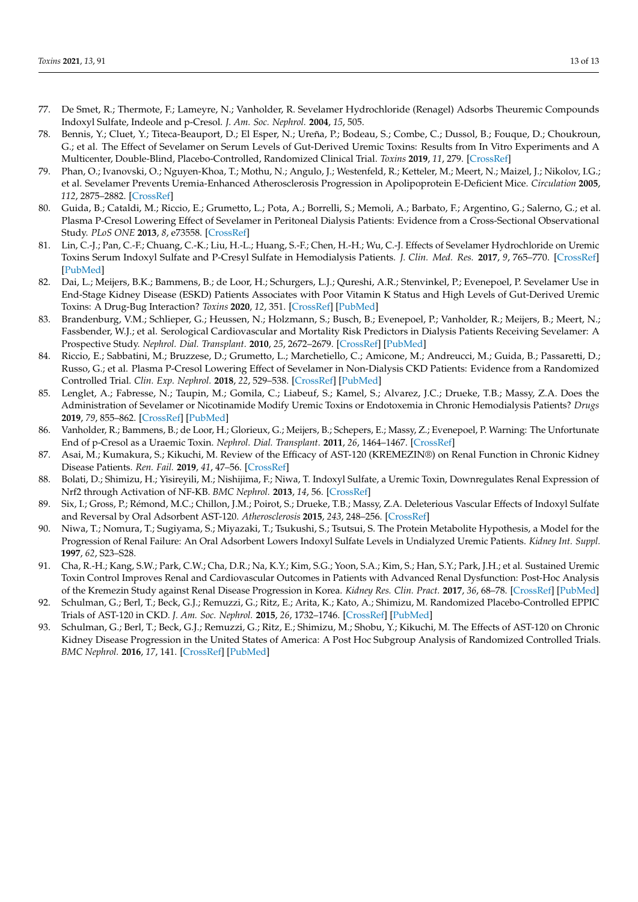77. De Smet, R.; Thermote, F.; Lameyre, N.; Vanholder, R. Sevelamer Hydrochloride (Renagel) Adsorbs Theuremic Compounds Indoxyl Sulfate, Indeole and p-Cresol. *J. Am. Soc. Nephrol.* **2004**, *15*, 505.
78. Bennis, Y.; Cluet, Y.; Titeca-Beauport, D.; El Esper, N.; Ureña, P.; Bodeau, S.; Combe, C.; Dussol, B.; Fouque, D.; Choukroun, G.; et al. The Effect of Sevelamer on Serum Levels of Gut-Derived Uremic Toxins: Results from In Vitro Experiments and A Multicenter, Double-Blind, Placebo-Controlled, Randomized Clinical Trial. *Toxins* **2019**, *11*, 279. [CrossRef]
79. Phan, O.; Ivanovski, O.; Nguyen-Khoa, T.; Mothu, N.; Angulo, J.; Westenfeld, R.; Ketteler, M.; Meert, N.; Maizel, J.; Nikolov, I.G.; et al. Sevelamer Prevents Uremia-Enhanced Atherosclerosis Progression in Apolipoprotein E-Deficient Mice. *Circulation* **2005**, *112*, 2875–2882. [CrossRef]
80. Guida, B.; Cataldi, M.; Riccio, E.; Grumetto, L.; Pota, A.; Borrelli, S.; Memoli, A.; Barbato, F.; Argentino, G.; Salerno, G.; et al. Plasma P-Cresol Lowering Effect of Sevelamer in Peritoneal Dialysis Patients: Evidence from a Cross-Sectional Observational Study. *PLoS ONE* **2013**, *8*, e73558. [CrossRef]
81. Lin, C.-J.; Pan, C.-F.; Chuang, C.-K.; Liu, H.-L.; Huang, S.-F.; Chen, H.-H.; Wu, C.-J. Effects of Sevelamer Hydrochloride on Uremic Toxins Serum Indoxyl Sulfate and P-Cresyl Sulfate in Hemodialysis Patients. *J. Clin. Med. Res.* **2017**, *9*, 765–770. [CrossRef] [PubMed]
82. Dai, L.; Meijers, B.K.; Bammens, B.; de Loor, H.; Schurgers, L.J.; Qureshi, A.R.; Stenvinkel, P.; Evenepoel, P. Sevelamer Use in End-Stage Kidney Disease (ESKD) Patients Associates with Poor Vitamin K Status and High Levels of Gut-Derived Uremic Toxins: A Drug-Bug Interaction? *Toxins* **2020**, *12*, 351. [CrossRef] [PubMed]
83. Brandenburg, V.M.; Schlieper, G.; Heussen, N.; Holzmann, S.; Busch, B.; Evenepoel, P.; Vanholder, R.; Meijers, B.; Meert, N.; Fassbender, W.J.; et al. Serological Cardiovascular and Mortality Risk Predictors in Dialysis Patients Receiving Sevelamer: A Prospective Study. *Nephrol. Dial. Transplant.* **2010**, *25*, 2672–2679. [CrossRef] [PubMed]
84. Riccio, E.; Sabbatini, M.; Bruzzese, D.; Grumetto, L.; Marchetiello, C.; Amicone, M.; Andreucci, M.; Guida, B.; Passaretti, D.; Russo, G.; et al. Plasma P-Cresol Lowering Effect of Sevelamer in Non-Dialysis CKD Patients: Evidence from a Randomized Controlled Trial. *Clin. Exp. Nephrol.* **2018**, *22*, 529–538. [CrossRef] [PubMed]
85. Lenglet, A.; Fabresse, N.; Taupin, M.; Gomila, C.; Liabeuf, S.; Kamel, S.; Alvarez, J.C.; Drueke, T.B.; Massy, Z.A. Does the Administration of Sevelamer or Nicotinamide Modify Uremic Toxins or Endotoxemia in Chronic Hemodialysis Patients? *Drugs* **2019**, *79*, 855–862. [CrossRef] [PubMed]
86. Vanholder, R.; Bammens, B.; de Loor, H.; Glorieux, G.; Meijers, B.; Schepers, E.; Massy, Z.; Evenepoel, P. Warning: The Unfortunate End of p-Cresol as a Uraemic Toxin. *Nephrol. Dial. Transplant.* **2011**, *26*, 1464–1467. [CrossRef]
87. Asai, M.; Kumakura, S.; Kikuchi, M. Review of the Efficacy of AST-120 (KREMEZIN®) on Renal Function in Chronic Kidney Disease Patients. *Ren. Fail.* **2019**, *41*, 47–56. [CrossRef]
88. Bolati, D.; Shimizu, H.; Yisireyili, M.; Nishijima, F.; Niwa, T. Indoxyl Sulfate, a Uremic Toxin, Downregulates Renal Expression of Nrf2 through Activation of NF-KB. *BMC Nephrol.* **2013**, *14*, 56. [CrossRef]
89. Six, I.; Gross, P.; Rémond, M.C.; Chillon, J.M.; Poirot, S.; Drueke, T.B.; Massy, Z.A. Deleterious Vascular Effects of Indoxyl Sulfate and Reversal by Oral Adsorbent AST-120. *Atherosclerosis* **2015**, *243*, 248–256. [CrossRef]
90. Niwa, T.; Nomura, T.; Sugiyama, S.; Miyazaki, T.; Tsukushi, S.; Tsutsui, S. The Protein Metabolite Hypothesis, a Model for the Progression of Renal Failure: An Oral Adsorbent Lowers Indoxyl Sulfate Levels in Undialyzed Uremic Patients. *Kidney Int. Suppl.* **1997**, *62*, S23–S28.
91. Cha, R.-H.; Kang, S.W.; Park, C.W.; Cha, D.R.; Na, K.Y.; Kim, S.G.; Yoon, S.A.; Kim, S.; Han, S.Y.; Park, J.H.; et al. Sustained Uremic Toxin Control Improves Renal and Cardiovascular Outcomes in Patients with Advanced Renal Dysfunction: Post-Hoc Analysis of the Kremezin Study against Renal Disease Progression in Korea. *Kidney Res. Clin. Pract.* **2017**, *36*, 68–78. [CrossRef] [PubMed]
92. Schulman, G.; Berl, T.; Beck, G.J.; Remuzzi, G.; Ritz, E.; Arita, K.; Kato, A.; Shimizu, M. Randomized Placebo-Controlled EPPIC Trials of AST-120 in CKD. *J. Am. Soc. Nephrol.* **2015**, *26*, 1732–1746. [CrossRef] [PubMed]
93. Schulman, G.; Berl, T.; Beck, G.J.; Remuzzi, G.; Ritz, E.; Shimizu, M.; Shobu, Y.; Kikuchi, M. The Effects of AST-120 on Chronic Kidney Disease Progression in the United States of America: A Post Hoc Subgroup Analysis of Randomized Controlled Trials. *BMC Nephrol.* **2016**, *17*, 141. [CrossRef] [PubMed]